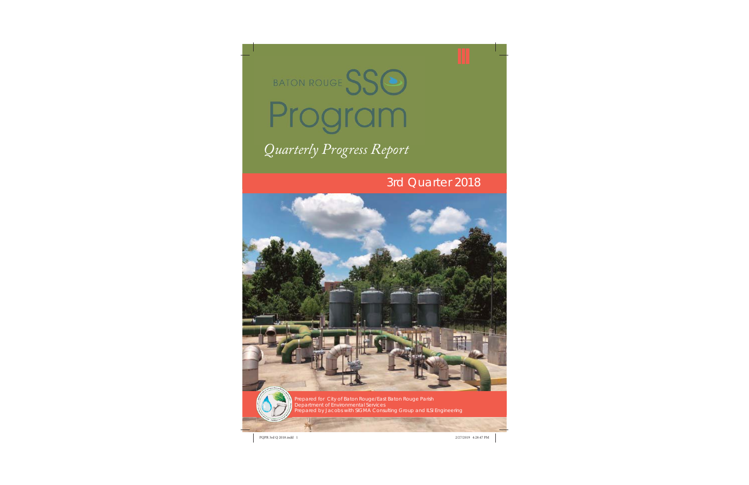# BATON ROUGE SSO Program

*Quarterly Progress Report*

## 3rd Quarter 2018

Prepared for City of Baton Rouge/East Baton Rouge Parish
Department of Environmental Services
Prepared by Jacobs with SIGMA Consulting Group and ILSI Engineering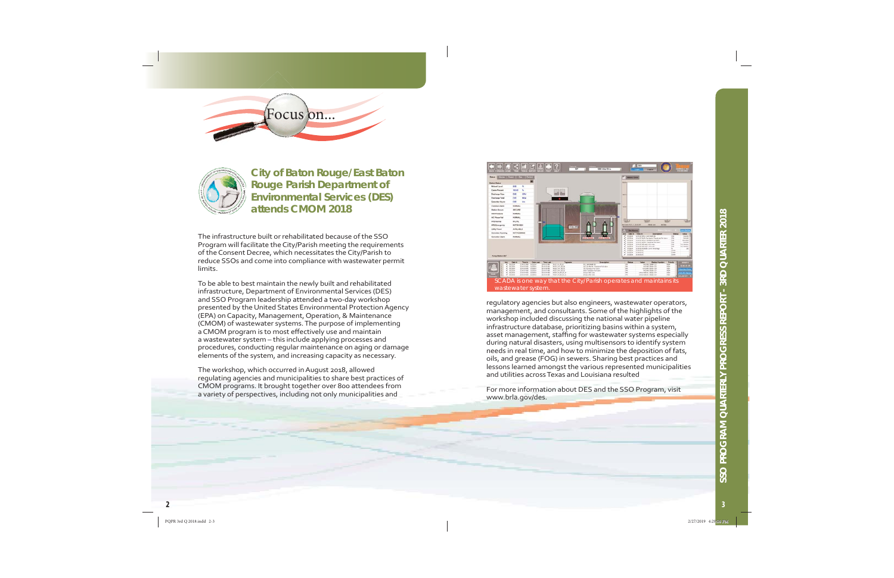Focus on...

## City of Baton Rouge/East Baton Rouge Parish Department of Environmental Services (DES) attends CMOM 2018

The infrastructure built or rehabilitated because of the SSO Program will facilitate the City/Parish meeting the requirements of the Consent Decree, which necessitates the City/Parish to reduce SSOs and come into compliance with wastewater permit limits.

To be able to best maintain the newly built and rehabilitated infrastructure, Department of Environmental Services (DES) and SSO Program leadership attended a two-day workshop presented by the United States Environmental Protection Agency (EPA) on Capacity, Management, Operation, & Maintenance (CMOM) of wastewater systems. The purpose of implementing a CMOM program is to most effectively use and maintain a wastewater system – this include applying processes and procedures, conducting regular maintenance on aging or damage elements of the system, and increasing capacity as necessary.

The workshop, which occurred in August 2018, allowed regulating agencies and municipalities to share best practices of CMOM programs. It brought together over 800 attendees from a variety of perspectives, including not only municipalities and regulatory agencies but also engineers, wastewater operators, management, and consultants. Some of the highlights of the workshop included discussing the national water pipeline infrastructure database, prioritizing basins within a system, asset management, staffing for wastewater systems especially during natural disasters, using multisensors to identify system needs in real time, and how to minimize the deposition of fats, oils, and grease (FOG) in sewers. Sharing best practices and lessons learned amongst the various represented municipalities and utilities across Texas and Louisiana resulted

SCADA is one way that the City/Parish operates and maintains its wastewater system.

For more information about DES and the SSO Program, visit www.brla.gov/des.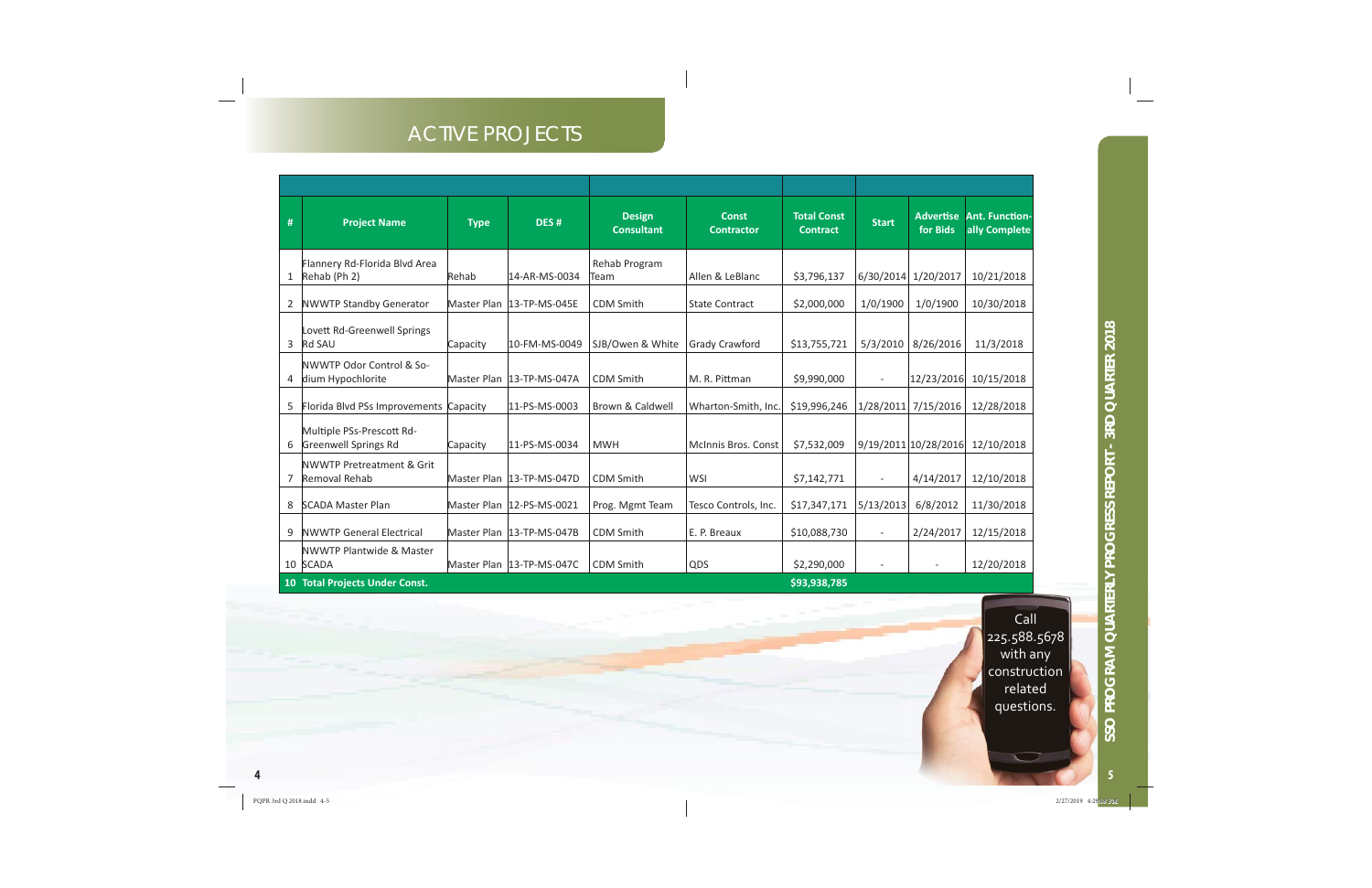# ACTIVE PROJECTS

| # | Project Name | Type | DES # | Design Consultant | Const Contractor | Total Const Contract | Start | Advertise for Bids | Ant. Functionally Complete |
|---|---|---|---|---|---|---|---|---|---|
| 1 | Flannery Rd-Florida Blvd Area Rehab (Ph 2) | Rehab | 14-AR-MS-0034 | Rehab Program Team | Allen & LeBlanc | $3,796,137 | 6/30/2014 | 1/20/2017 | 10/21/2018 |
| 2 | NWWTP Standby Generator | Master Plan | 13-TP-MS-045E | CDM Smith | State Contract | $2,000,000 | 1/0/1900 | 1/0/1900 | 10/30/2018 |
| 3 | Lovett Rd-Greenwell Springs Rd SAU | Capacity | 10-FM-MS-0049 | SJB/Owen & White | Grady Crawford | $13,755,721 | 5/3/2010 | 8/26/2016 | 11/3/2018 |
| 4 | NWWTP Odor Control & Sodium Hypochlorite | Master Plan | 13-TP-MS-047A | CDM Smith | M. R. Pittman | $9,990,000 | - | 12/23/2016 | 10/15/2018 |
| 5 | Florida Blvd PSs Improvements | Capacity | 11-PS-MS-0003 | Brown & Caldwell | Wharton-Smith, Inc. | $19,996,246 | 1/28/2011 | 7/15/2016 | 12/28/2018 |
| 6 | Multiple PSs-Prescott Rd-Greenwell Springs Rd | Capacity | 11-PS-MS-0034 | MWH | McInnis Bros. Const | $7,532,009 | 9/19/2011 | 10/28/2016 | 12/10/2018 |
| 7 | NWWTP Pretreatment & Grit Removal Rehab | Master Plan | 13-TP-MS-047D | CDM Smith | WSI | $7,142,771 | - | 4/14/2017 | 12/10/2018 |
| 8 | SCADA Master Plan | Master Plan | 12-PS-MS-0021 | Prog. Mgmt Team | Tesco Controls, Inc. | $17,347,171 | 5/13/2013 | 6/8/2012 | 11/30/2018 |
| 9 | NWWTP General Electrical | Master Plan | 13-TP-MS-047B | CDM Smith | E. P. Breaux | $10,088,730 | - | 2/24/2017 | 12/15/2018 |
| 10 | NWWTP Plantwide & Master SCADA | Master Plan | 13-TP-MS-047C | CDM Smith | QDS | $2,290,000 | - | - | 12/20/2018 |
| 10 | **Total Projects Under Const.** | | | | | **$93,938,785** | | | |

Call 225.588.5678 with any construction related questions.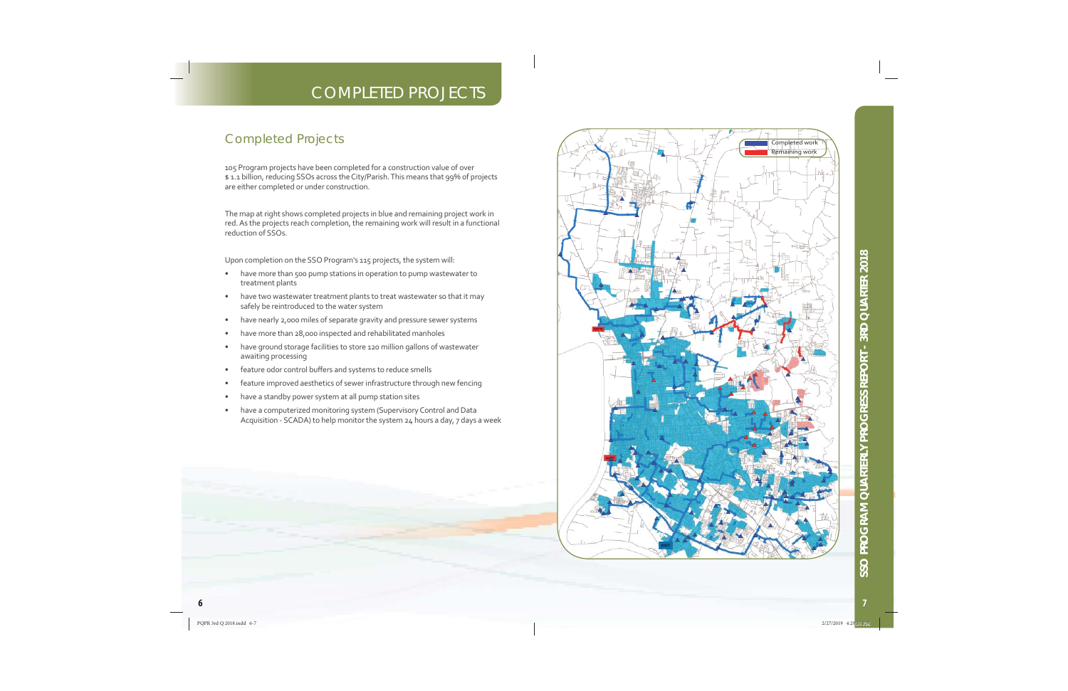# COMPLETED PROJECTS

## Completed Projects

105 Program projects have been completed for a construction value of over $ 1.1 billion, reducing SSOs across the City/Parish. This means that 99% of projects are either completed or under construction.

The map at right shows completed projects in blue and remaining project work in red. As the projects reach completion, the remaining work will result in a functional reduction of SSOs.

Upon completion on the SSO Program's 115 projects, the system will:

- have more than 500 pump stations in operation to pump wastewater to treatment plants
- have two wastewater treatment plants to treat wastewater so that it may safely be reintroduced to the water system
- have nearly 2,000 miles of separate gravity and pressure sewer systems
- have more than 28,000 inspected and rehabilitated manholes
- have ground storage facilities to store 120 million gallons of wastewater awaiting processing
- feature odor control buffers and systems to reduce smells
- feature improved aesthetics of sewer infrastructure through new fencing
- have a standby power system at all pump station sites
- have a computerized monitoring system (Supervisory Control and Data Acquisition - SCADA) to help monitor the system 24 hours a day, 7 days a week

Completed work

Remaining work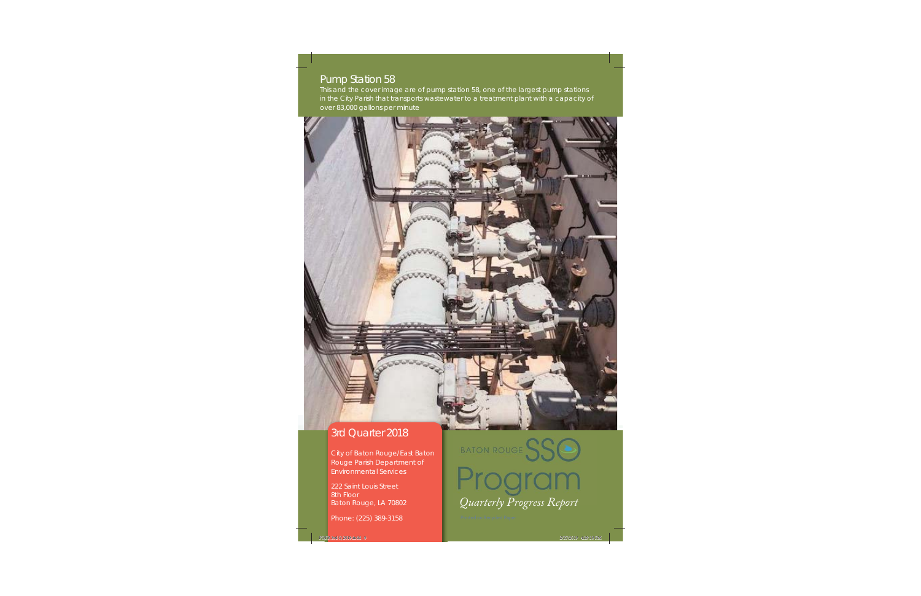## Pump Station 58

This and the cover image are of pump station 58, one of the largest pump stations in the City Parish that transports wastewater to a treatment plant with a capacity of over 83,000 gallons per minute

## 3rd Quarter 2018

City of Baton Rouge/East Baton Rouge Parish Department of Environmental Services

222 Saint Louis Street
8th Floor
Baton Rouge, LA 70802

Phone: (225) 389-3158

BATON ROUGE SSO Program

*Quarterly Progress Report*